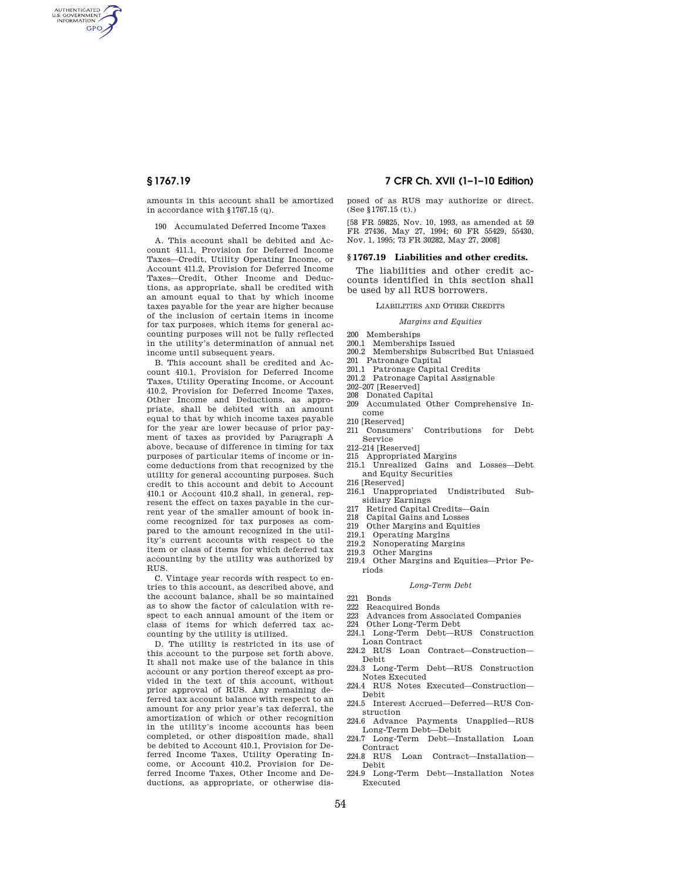amounts in this account shall be amortized in accordance with §1767.15 (q).

190 Accumulated Deferred Income Taxes

A. This account shall be debited and Account 411.1, Provision for Deferred Income Taxes—Credit, Utility Operating Income, or Account 411.2, Provision for Deferred Income Taxes—Credit, Other Income and Deductions, as appropriate, shall be credited with an amount equal to that by which income taxes payable for the year are higher because of the inclusion of certain items in income for tax purposes, which items for general accounting purposes will not be fully reflected in the utility's determination of annual net income until subsequent years.

B. This account shall be credited and Account 410.1, Provision for Deferred Income Taxes, Utility Operating Income, or Account 410.2, Provision for Deferred Income Taxes, Other Income and Deductions, as appropriate, shall be debited with an amount equal to that by which income taxes payable for the year are lower because of prior payment of taxes as provided by Paragraph A above, because of difference in timing for tax purposes of particular items of income or income deductions from that recognized by the utility for general accounting purposes. Such credit to this account and debit to Account 410.1 or Account 410.2 shall, in general, represent the effect on taxes payable in the current year of the smaller amount of book income recognized for tax purposes as compared to the amount recognized in the utility's current accounts with respect to the item or class of items for which deferred tax accounting by the utility was authorized by RUS.

C. Vintage year records with respect to entries to this account, as described above, and the account balance, shall be so maintained as to show the factor of calculation with respect to each annual amount of the item or class of items for which deferred tax accounting by the utility is utilized.

D. The utility is restricted in its use of this account to the purpose set forth above. It shall not make use of the balance in this account or any portion thereof except as provided in the text of this account, without prior approval of RUS. Any remaining deferred tax account balance with respect to an amount for any prior year's tax deferral, the amortization of which or other recognition in the utility's income accounts has been completed, or other disposition made, shall be debited to Account 410.1, Provision for Deferred Income Taxes, Utility Operating Income, or Account 410.2, Provision for Deferred Income Taxes, Other Income and Deductions, as appropriate, or otherwise disposed of as RUS may authorize or direct. (See §1767.15 (t).)

[58 FR 59825, Nov. 10, 1993, as amended at 59 FR 27436, May 27, 1994; 60 FR 55429, 55430, Nov. 1, 1995; 73 FR 30282, May 27, 2008]

## §1767.19 Liabilities and other credits.

The liabilities and other credit accounts identified in this section shall be used by all RUS borrowers.

LIABILITIES AND OTHER CREDITS

*Margins and Equities*

200 Memberships
200.1 Memberships Issued
200.2 Memberships Subscribed But Unissued
201 Patronage Capital
201.1 Patronage Capital Credits
201.2 Patronage Capital Assignable
202–207 [Reserved]
208 Donated Capital
209 Accumulated Other Comprehensive Income
210 [Reserved]
211 Consumers' Contributions for Debt Service
212–214 [Reserved]
215 Appropriated Margins
215.1 Unrealized Gains and Losses—Debt and Equity Securities
216 [Reserved]
216.1 Unappropriated Undistributed Subsidiary Earnings
217 Retired Capital Credits—Gain
218 Capital Gains and Losses
219 Other Margins and Equities
219.1 Operating Margins
219.2 Nonoperating Margins
219.3 Other Margins
219.4 Other Margins and Equities—Prior Periods

*Long-Term Debt*

221 Bonds
222 Reacquired Bonds
223 Advances from Associated Companies
224 Other Long-Term Debt
224.1 Long-Term Debt—RUS Construction Loan Contract
224.2 RUS Loan Contract—Construction—Debit
224.3 Long-Term Debt—RUS Construction Notes Executed
224.4 RUS Notes Executed—Construction—Debit
224.5 Interest Accrued—Deferred—RUS Construction
224.6 Advance Payments Unapplied—RUS Long-Term Debt—Debit
224.7 Long-Term Debt—Installation Loan Contract
224.8 RUS Loan Contract—Installation—Debit
224.9 Long-Term Debt—Installation Notes Executed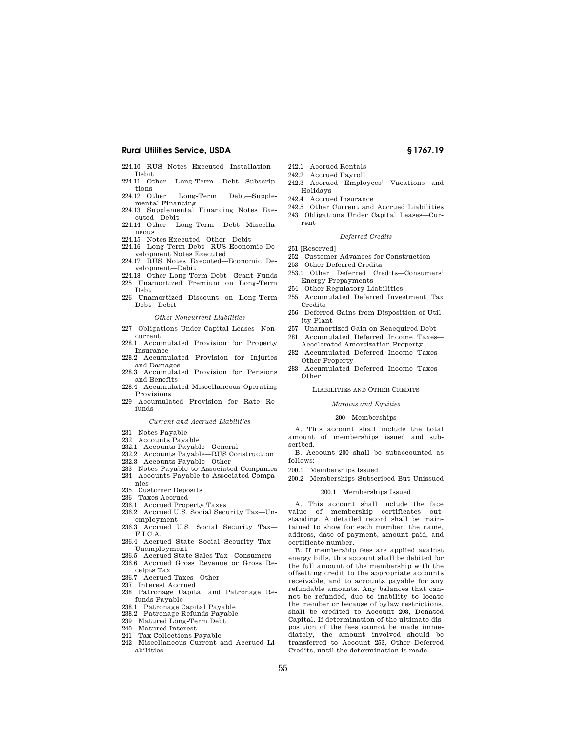224.10 RUS Notes Executed—Installation—Debit
224.11 Other Long-Term Debt—Subscriptions
224.12 Other Long-Term Debt—Supplemental Financing
224.13 Supplemental Financing Notes Executed—Debit
224.14 Other Long-Term Debt—Miscellaneous
224.15 Notes Executed—Other—Debit
224.16 Long-Term Debt—RUS Economic Development Notes Executed
224.17 RUS Notes Executed—Economic Development—Debit
224.18 Other Long-Term Debt—Grant Funds
225 Unamortized Premium on Long-Term Debt
226 Unamortized Discount on Long-Term Debt—Debit

*Other Noncurrent Liabilities*

227 Obligations Under Capital Leases—Noncurrent
228.1 Accumulated Provision for Property Insurance
228.2 Accumulated Provision for Injuries and Damages
228.3 Accumulated Provision for Pensions and Benefits
228.4 Accumulated Miscellaneous Operating Provisions
229 Accumulated Provision for Rate Refunds

*Current and Accrued Liabilities*

231 Notes Payable
232 Accounts Payable
232.1 Accounts Payable—General
232.2 Accounts Payable—RUS Construction
232.3 Accounts Payable—Other
233 Notes Payable to Associated Companies
234 Accounts Payable to Associated Companies
235 Customer Deposits
236 Taxes Accrued
236.1 Accrued Property Taxes
236.2 Accrued U.S. Social Security Tax—Unemployment
236.3 Accrued U.S. Social Security Tax—F.I.C.A.
236.4 Accrued State Social Security Tax—Unemployment
236.5 Accrued State Sales Tax—Consumers
236.6 Accrued Gross Revenue or Gross Receipts Tax
236.7 Accrued Taxes—Other
237 Interest Accrued
238 Patronage Capital and Patronage Refunds Payable
238.1 Patronage Capital Payable
238.2 Patronage Refunds Payable
239 Matured Long-Term Debt
240 Matured Interest
241 Tax Collections Payable
242 Miscellaneous Current and Accrued Liabilities
242.1 Accrued Rentals
242.2 Accrued Payroll
242.3 Accrued Employees' Vacations and Holidays
242.4 Accrued Insurance
242.5 Other Current and Accrued Liabilities
243 Obligations Under Capital Leases—Current

*Deferred Credits*

251 [Reserved]
252 Customer Advances for Construction
253 Other Deferred Credits
253.1 Other Deferred Credits—Consumers' Energy Prepayments
254 Other Regulatory Liabilities
255 Accumulated Deferred Investment Tax Credits
256 Deferred Gains from Disposition of Utility Plant
257 Unamortized Gain on Reacquired Debt
281 Accumulated Deferred Income Taxes—Accelerated Amortization Property
282 Accumulated Deferred Income Taxes—Other Property
283 Accumulated Deferred Income Taxes—Other

## LIABILITIES AND OTHER CREDITS

### *Margins and Equities*

#### 200 Memberships

A. This account shall include the total amount of memberships issued and subscribed.

B. Account 200 shall be subaccounted as follows:

200.1 Memberships Issued
200.2 Memberships Subscribed But Unissued

#### 200.1 Memberships Issued

A. This account shall include the face value of membership certificates outstanding. A detailed record shall be maintained to show for each member, the name, address, date of payment, amount paid, and certificate number.

B. If membership fees are applied against energy bills, this account shall be debited for the full amount of the membership with the offsetting credit to the appropriate accounts receivable, and to accounts payable for any refundable amounts. Any balances that cannot be refunded, due to inability to locate the member or because of bylaw restrictions, shall be credited to Account 208, Donated Capital. If determination of the ultimate disposition of the fees cannot be made immediately, the amount involved should be transferred to Account 253, Other Deferred Credits, until the determination is made.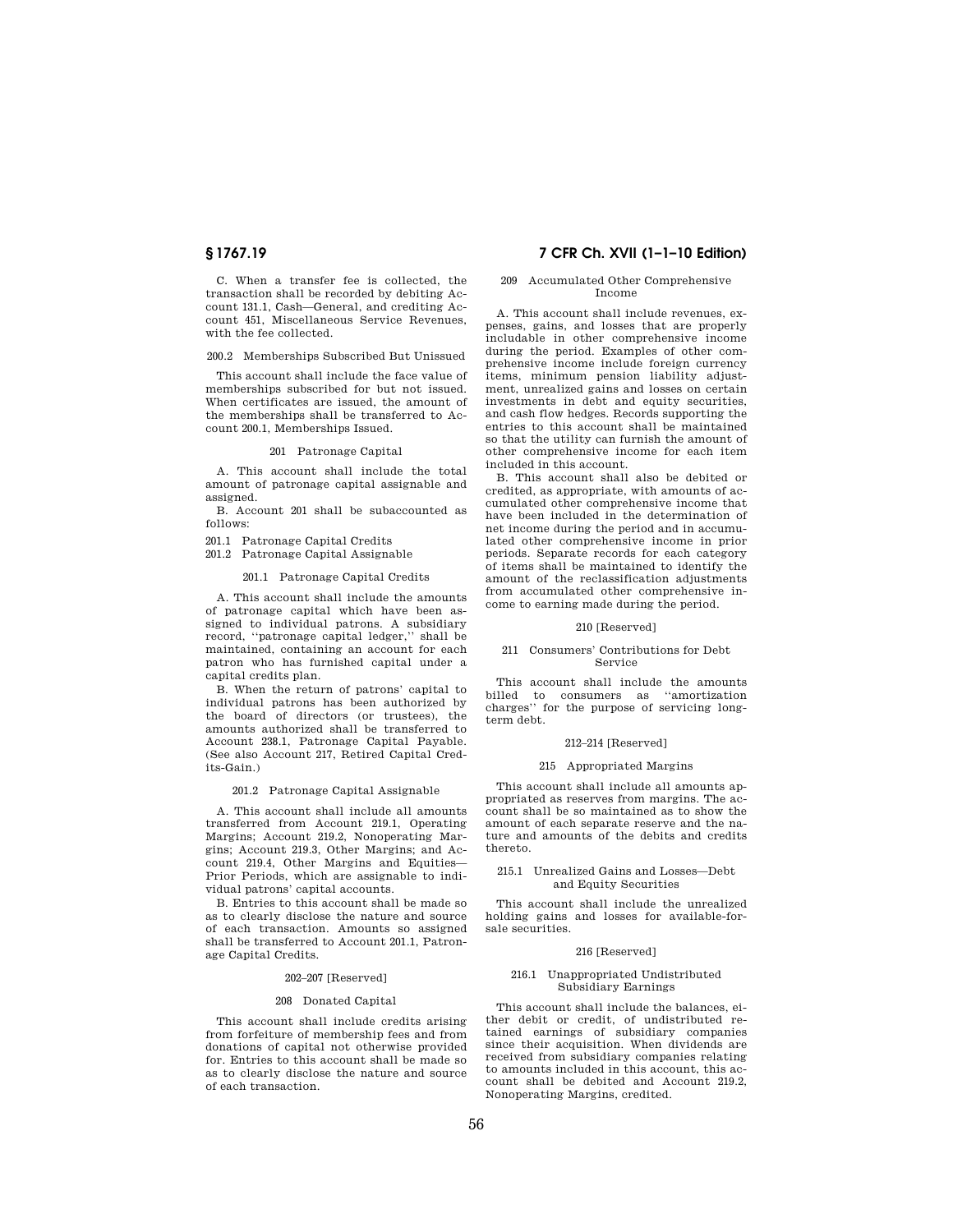C. When a transfer fee is collected, the transaction shall be recorded by debiting Account 131.1, Cash—General, and crediting Account 451, Miscellaneous Service Revenues, with the fee collected.

200.2 Memberships Subscribed But Unissued

This account shall include the face value of memberships subscribed for but not issued. When certificates are issued, the amount of the memberships shall be transferred to Account 200.1, Memberships Issued.

201 Patronage Capital

A. This account shall include the total amount of patronage capital assignable and assigned.

B. Account 201 shall be subaccounted as follows:

201.1 Patronage Capital Credits
201.2 Patronage Capital Assignable

201.1 Patronage Capital Credits

A. This account shall include the amounts of patronage capital which have been assigned to individual patrons. A subsidiary record, ''patronage capital ledger,'' shall be maintained, containing an account for each patron who has furnished capital under a capital credits plan.

B. When the return of patrons' capital to individual patrons has been authorized by the board of directors (or trustees), the amounts authorized shall be transferred to Account 238.1, Patronage Capital Payable. (See also Account 217, Retired Capital Credits-Gain.)

201.2 Patronage Capital Assignable

A. This account shall include all amounts transferred from Account 219.1, Operating Margins; Account 219.2, Nonoperating Margins; Account 219.3, Other Margins; and Account 219.4, Other Margins and Equities—Prior Periods, which are assignable to individual patrons' capital accounts.

B. Entries to this account shall be made so as to clearly disclose the nature and source of each transaction. Amounts so assigned shall be transferred to Account 201.1, Patronage Capital Credits.

202–207 [Reserved]

208 Donated Capital

This account shall include credits arising from forfeiture of membership fees and from donations of capital not otherwise provided for. Entries to this account shall be made so as to clearly disclose the nature and source of each transaction.

209 Accumulated Other Comprehensive Income

A. This account shall include revenues, expenses, gains, and losses that are properly includable in other comprehensive income during the period. Examples of other comprehensive income include foreign currency items, minimum pension liability adjustment, unrealized gains and losses on certain investments in debt and equity securities, and cash flow hedges. Records supporting the entries to this account shall be maintained so that the utility can furnish the amount of other comprehensive income for each item included in this account.

B. This account shall also be debited or credited, as appropriate, with amounts of accumulated other comprehensive income that have been included in the determination of net income during the period and in accumulated other comprehensive income in prior periods. Separate records for each category of items shall be maintained to identify the amount of the reclassification adjustments from accumulated other comprehensive income to earning made during the period.

210 [Reserved]

211 Consumers' Contributions for Debt Service

This account shall include the amounts billed to consumers as ''amortization charges'' for the purpose of servicing long-term debt.

212–214 [Reserved]

215 Appropriated Margins

This account shall include all amounts appropriated as reserves from margins. The account shall be so maintained as to show the amount of each separate reserve and the nature and amounts of the debits and credits thereto.

215.1 Unrealized Gains and Losses—Debt and Equity Securities

This account shall include the unrealized holding gains and losses for available-for-sale securities.

216 [Reserved]

216.1 Unappropriated Undistributed Subsidiary Earnings

This account shall include the balances, either debit or credit, of undistributed retained earnings of subsidiary companies since their acquisition. When dividends are received from subsidiary companies relating to amounts included in this account, this account shall be debited and Account 219.2, Nonoperating Margins, credited.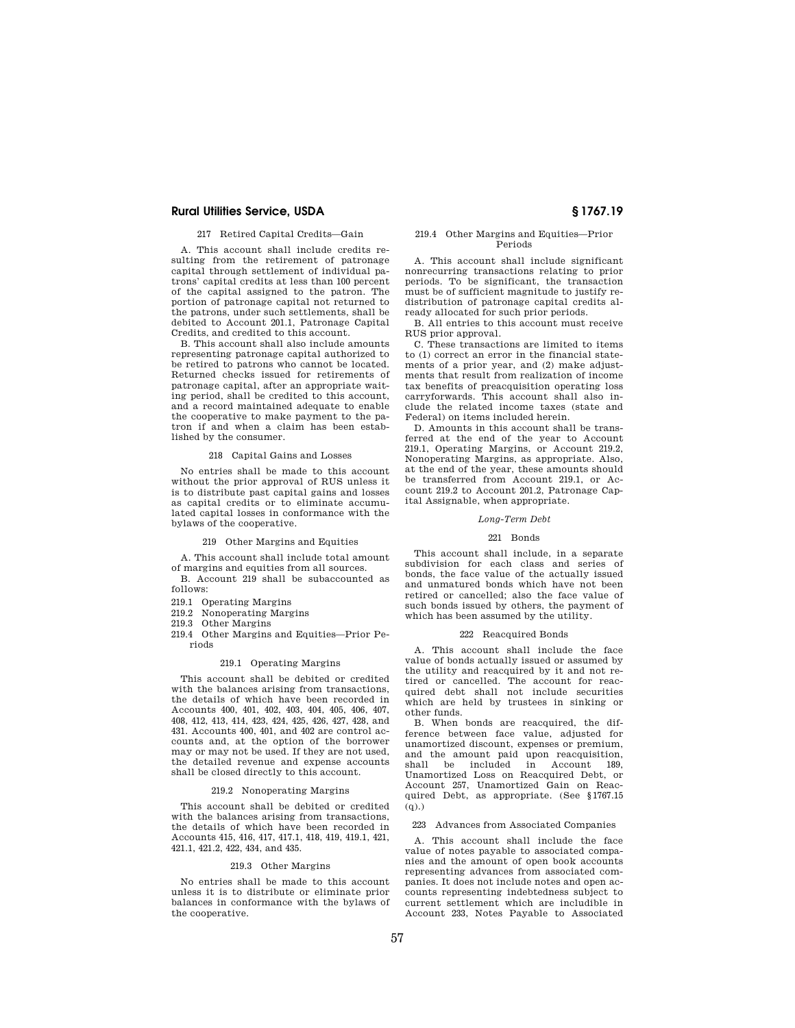217 Retired Capital Credits—Gain

A. This account shall include credits resulting from the retirement of patronage capital through settlement of individual patrons' capital credits at less than 100 percent of the capital assigned to the patron. The portion of patronage capital not returned to the patrons, under such settlements, shall be debited to Account 201.1, Patronage Capital Credits, and credited to this account.

B. This account shall also include amounts representing patronage capital authorized to be retired to patrons who cannot be located. Returned checks issued for retirements of patronage capital, after an appropriate waiting period, shall be credited to this account, and a record maintained adequate to enable the cooperative to make payment to the patron if and when a claim has been established by the consumer.

218 Capital Gains and Losses

No entries shall be made to this account without the prior approval of RUS unless it is to distribute past capital gains and losses as capital credits or to eliminate accumulated capital losses in conformance with the bylaws of the cooperative.

219 Other Margins and Equities

A. This account shall include total amount of margins and equities from all sources.

B. Account 219 shall be subaccounted as follows:

219.1 Operating Margins
219.2 Nonoperating Margins
219.3 Other Margins
219.4 Other Margins and Equities—Prior Periods

219.1 Operating Margins

This account shall be debited or credited with the balances arising from transactions, the details of which have been recorded in Accounts 400, 401, 402, 403, 404, 405, 406, 407, 408, 412, 413, 414, 423, 424, 425, 426, 427, 428, and 431. Accounts 400, 401, and 402 are control accounts and, at the option of the borrower may or may not be used. If they are not used, the detailed revenue and expense accounts shall be closed directly to this account.

219.2 Nonoperating Margins

This account shall be debited or credited with the balances arising from transactions, the details of which have been recorded in Accounts 415, 416, 417, 417.1, 418, 419, 419.1, 421, 421.1, 421.2, 422, 434, and 435.

219.3 Other Margins

No entries shall be made to this account unless it is to distribute or eliminate prior balances in conformance with the bylaws of the cooperative.

219.4 Other Margins and Equities—Prior Periods

A. This account shall include significant nonrecurring transactions relating to prior periods. To be significant, the transaction must be of sufficient magnitude to justify redistribution of patronage capital credits already allocated for such prior periods.

B. All entries to this account must receive RUS prior approval.

C. These transactions are limited to items to (1) correct an error in the financial statements of a prior year, and (2) make adjustments that result from realization of income tax benefits of preacquisition operating loss carryforwards. This account shall also include the related income taxes (state and Federal) on items included herein.

D. Amounts in this account shall be transferred at the end of the year to Account 219.1, Operating Margins, or Account 219.2, Nonoperating Margins, as appropriate. Also, at the end of the year, these amounts should be transferred from Account 219.1, or Account 219.2 to Account 201.2, Patronage Capital Assignable, when appropriate.

*Long-Term Debt*

221 Bonds

This account shall include, in a separate subdivision for each class and series of bonds, the face value of the actually issued and unmatured bonds which have not been retired or cancelled; also the face value of such bonds issued by others, the payment of which has been assumed by the utility.

222 Reacquired Bonds

A. This account shall include the face value of bonds actually issued or assumed by the utility and reacquired by it and not retired or cancelled. The account for reacquired debt shall not include securities which are held by trustees in sinking or other funds.

B. When bonds are reacquired, the difference between face value, adjusted for unamortized discount, expenses or premium, and the amount paid upon reacquisition, shall be included in Account 189, Unamortized Loss on Reacquired Debt, or Account 257, Unamortized Gain on Reacquired Debt, as appropriate. (See §1767.15 (q).)

223 Advances from Associated Companies

A. This account shall include the face value of notes payable to associated companies and the amount of open book accounts representing advances from associated companies. It does not include notes and open accounts representing indebtedness subject to current settlement which are includible in Account 233, Notes Payable to Associated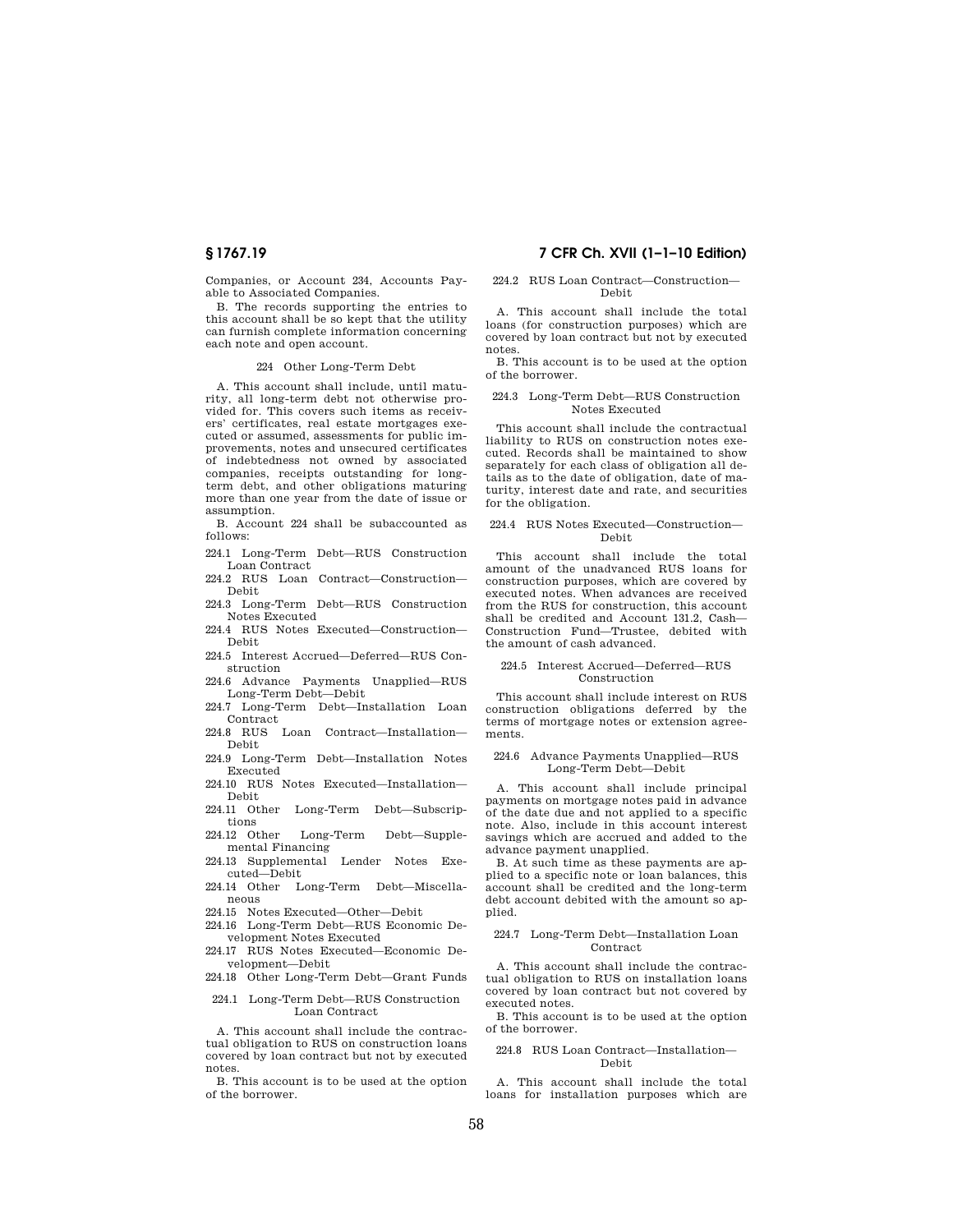Companies, or Account 234, Accounts Payable to Associated Companies.

B. The records supporting the entries to this account shall be so kept that the utility can furnish complete information concerning each note and open account.

224 Other Long-Term Debt

A. This account shall include, until maturity, all long-term debt not otherwise provided for. This covers such items as receivers' certificates, real estate mortgages executed or assumed, assessments for public improvements, notes and unsecured certificates of indebtedness not owned by associated companies, receipts outstanding for long-term debt, and other obligations maturing more than one year from the date of issue or assumption.

B. Account 224 shall be subaccounted as follows:

224.1 Long-Term Debt—RUS Construction Loan Contract
224.2 RUS Loan Contract—Construction—Debit
224.3 Long-Term Debt—RUS Construction Notes Executed
224.4 RUS Notes Executed—Construction—Debit
224.5 Interest Accrued—Deferred—RUS Construction
224.6 Advance Payments Unapplied—RUS Long-Term Debt—Debit
224.7 Long-Term Debt—Installation Loan Contract
224.8 RUS Loan Contract—Installation—Debit
224.9 Long-Term Debt—Installation Notes Executed
224.10 RUS Notes Executed—Installation—Debit
224.11 Other Long-Term Debt—Subscriptions
224.12 Other Long-Term Debt—Supplemental Financing
224.13 Supplemental Lender Notes Executed—Debit
224.14 Other Long-Term Debt—Miscellaneous
224.15 Notes Executed—Other—Debit
224.16 Long-Term Debt—RUS Economic Development Notes Executed
224.17 RUS Notes Executed—Economic Development—Debit
224.18 Other Long-Term Debt—Grant Funds

224.1 Long-Term Debt—RUS Construction Loan Contract

A. This account shall include the contractual obligation to RUS on construction loans covered by loan contract but not by executed notes.

B. This account is to be used at the option of the borrower.

224.2 RUS Loan Contract—Construction—Debit

A. This account shall include the total loans (for construction purposes) which are covered by loan contract but not by executed notes.

B. This account is to be used at the option of the borrower.

224.3 Long-Term Debt—RUS Construction Notes Executed

This account shall include the contractual liability to RUS on construction notes executed. Records shall be maintained to show separately for each class of obligation all details as to the date of obligation, date of maturity, interest date and rate, and securities for the obligation.

224.4 RUS Notes Executed—Construction—Debit

This account shall include the total amount of the unadvanced RUS loans for construction purposes, which are covered by executed notes. When advances are received from the RUS for construction, this account shall be credited and Account 131.2, Cash—Construction Fund—Trustee, debited with the amount of cash advanced.

224.5 Interest Accrued—Deferred—RUS Construction

This account shall include interest on RUS construction obligations deferred by the terms of mortgage notes or extension agreements.

224.6 Advance Payments Unapplied—RUS Long-Term Debt—Debit

A. This account shall include principal payments on mortgage notes paid in advance of the date due and not applied to a specific note. Also, include in this account interest savings which are accrued and added to the advance payment unapplied.

B. At such time as these payments are applied to a specific note or loan balances, this account shall be credited and the long-term debt account debited with the amount so applied.

224.7 Long-Term Debt—Installation Loan Contract

A. This account shall include the contractual obligation to RUS on installation loans covered by loan contract but not covered by executed notes.

B. This account is to be used at the option of the borrower.

224.8 RUS Loan Contract—Installation—Debit

A. This account shall include the total loans for installation purposes which are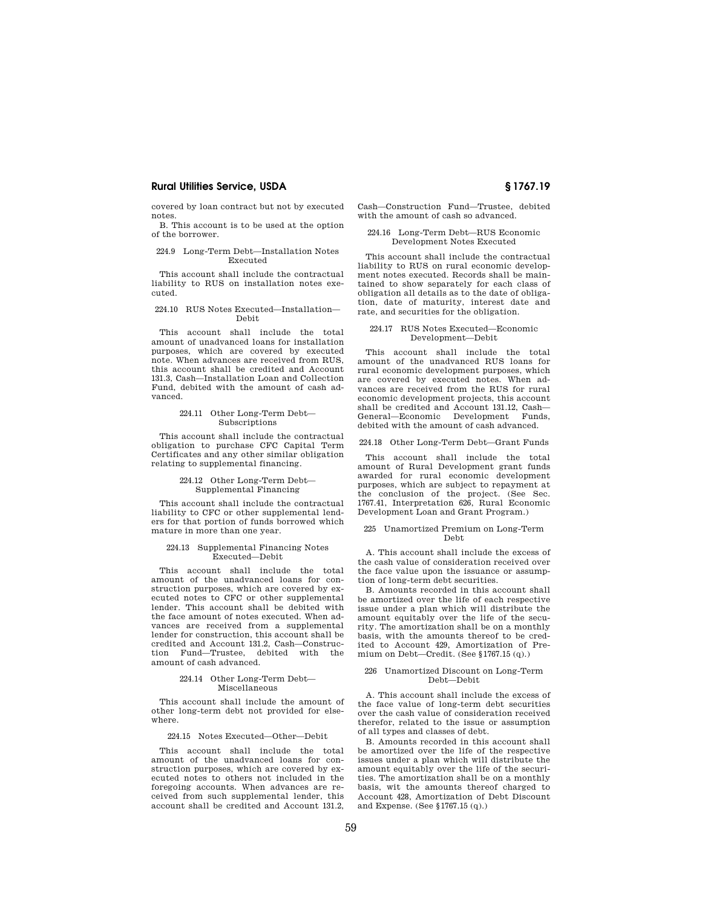covered by loan contract but not by executed notes.

B. This account is to be used at the option of the borrower.

224.9 Long-Term Debt—Installation Notes Executed

This account shall include the contractual liability to RUS on installation notes executed.

224.10 RUS Notes Executed—Installation—Debit

This account shall include the total amount of unadvanced loans for installation purposes, which are covered by executed note. When advances are received from RUS, this account shall be credited and Account 131.3, Cash—Installation Loan and Collection Fund, debited with the amount of cash advanced.

224.11 Other Long-Term Debt—Subscriptions

This account shall include the contractual obligation to purchase CFC Capital Term Certificates and any other similar obligation relating to supplemental financing.

224.12 Other Long-Term Debt—Supplemental Financing

This account shall include the contractual liability to CFC or other supplemental lenders for that portion of funds borrowed which mature in more than one year.

224.13 Supplemental Financing Notes Executed—Debit

This account shall include the total amount of the unadvanced loans for construction purposes, which are covered by executed notes to CFC or other supplemental lender. This account shall be debited with the face amount of notes executed. When advances are received from a supplemental lender for construction, this account shall be credited and Account 131.2, Cash—Construction Fund—Trustee, debited with the amount of cash advanced.

224.14 Other Long-Term Debt—Miscellaneous

This account shall include the amount of other long-term debt not provided for elsewhere.

224.15 Notes Executed—Other—Debit

This account shall include the total amount of the unadvanced loans for construction purposes, which are covered by executed notes to others not included in the foregoing accounts. When advances are received from such supplemental lender, this account shall be credited and Account 131.2, Cash—Construction Fund—Trustee, debited with the amount of cash so advanced.

224.16 Long-Term Debt—RUS Economic Development Notes Executed

This account shall include the contractual liability to RUS on rural economic development notes executed. Records shall be maintained to show separately for each class of obligation all details as to the date of obligation, date of maturity, interest date and rate, and securities for the obligation.

224.17 RUS Notes Executed—Economic Development—Debit

This account shall include the total amount of the unadvanced RUS loans for rural economic development purposes, which are covered by executed notes. When advances are received from the RUS for rural economic development projects, this account shall be credited and Account 131.12, Cash—General—Economic Development Funds, debited with the amount of cash advanced.

224.18 Other Long-Term Debt—Grant Funds

This account shall include the total amount of Rural Development grant funds awarded for rural economic development purposes, which are subject to repayment at the conclusion of the project. (See Sec. 1767.41, Interpretation 626, Rural Economic Development Loan and Grant Program.)

225 Unamortized Premium on Long-Term Debt

A. This account shall include the excess of the cash value of consideration received over the face value upon the issuance or assumption of long-term debt securities.

B. Amounts recorded in this account shall be amortized over the life of each respective issue under a plan which will distribute the amount equitably over the life of the security. The amortization shall be on a monthly basis, with the amounts thereof to be credited to Account 429, Amortization of Premium on Debt—Credit. (See §1767.15 (q).)

226 Unamortized Discount on Long-Term Debt—Debit

A. This account shall include the excess of the face value of long-term debt securities over the cash value of consideration received therefor, related to the issue or assumption of all types and classes of debt.

B. Amounts recorded in this account shall be amortized over the life of the respective issues under a plan which will distribute the amount equitably over the life of the securities. The amortization shall be on a monthly basis, wit the amounts thereof charged to Account 428, Amortization of Debt Discount and Expense. (See §1767.15 (q).)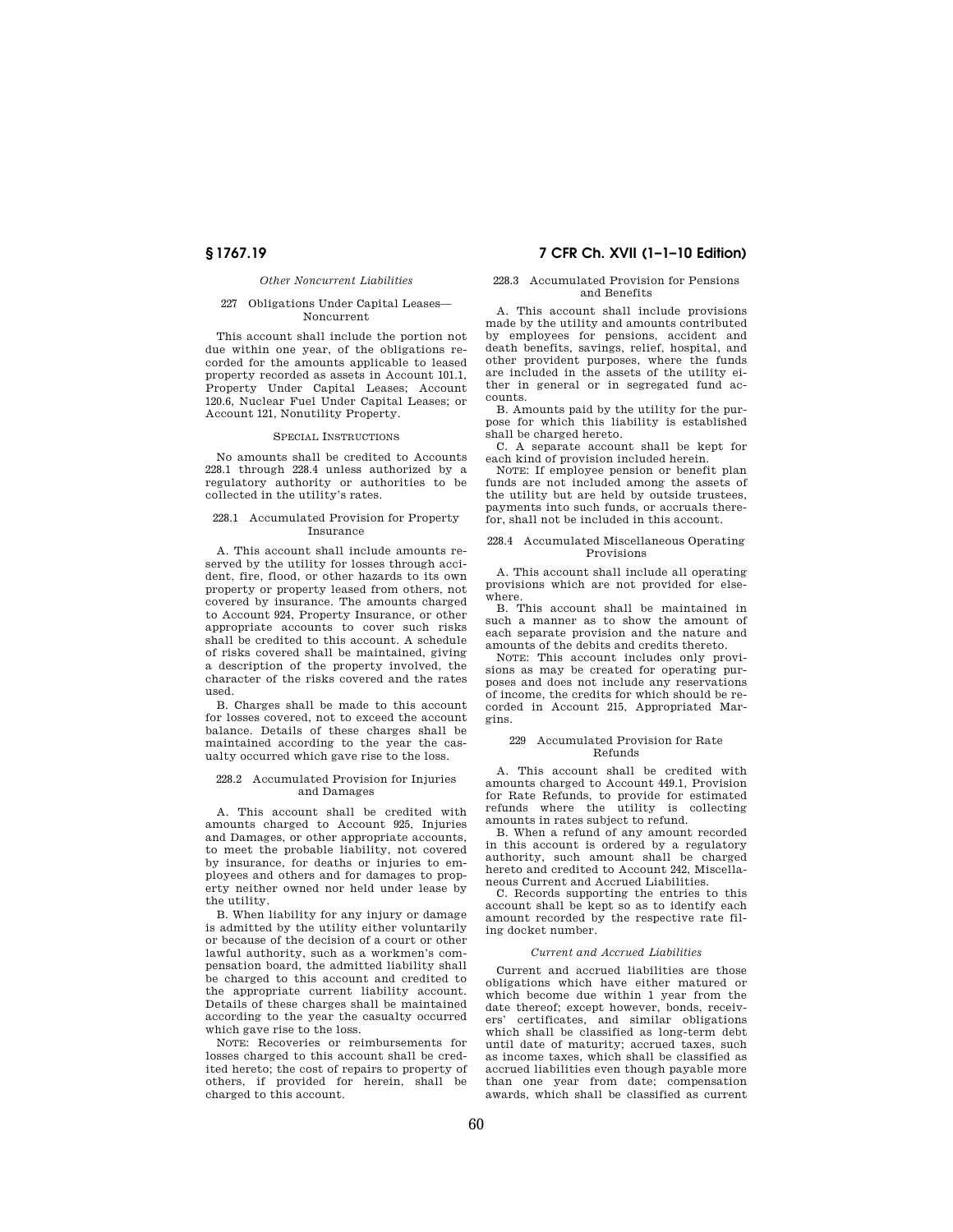*Other Noncurrent Liabilities*

### 227 Obligations Under Capital Leases—Noncurrent

This account shall include the portion not due within one year, of the obligations recorded for the amounts applicable to leased property recorded as assets in Account 101.1, Property Under Capital Leases; Account 120.6, Nuclear Fuel Under Capital Leases; or Account 121, Nonutility Property.

SPECIAL INSTRUCTIONS

No amounts shall be credited to Accounts 228.1 through 228.4 unless authorized by a regulatory authority or authorities to be collected in the utility's rates.

### 228.1 Accumulated Provision for Property Insurance

A. This account shall include amounts reserved by the utility for losses through accident, fire, flood, or other hazards to its own property or property leased from others, not covered by insurance. The amounts charged to Account 924, Property Insurance, or other appropriate accounts to cover such risks shall be credited to this account. A schedule of risks covered shall be maintained, giving a description of the property involved, the character of the risks covered and the rates used.

B. Charges shall be made to this account for losses covered, not to exceed the account balance. Details of these charges shall be maintained according to the year the casualty occurred which gave rise to the loss.

### 228.2 Accumulated Provision for Injuries and Damages

A. This account shall be credited with amounts charged to Account 925, Injuries and Damages, or other appropriate accounts, to meet the probable liability, not covered by insurance, for deaths or injuries to employees and others and for damages to property neither owned nor held under lease by the utility.

B. When liability for any injury or damage is admitted by the utility either voluntarily or because of the decision of a court or other lawful authority, such as a workmen's compensation board, the admitted liability shall be charged to this account and credited to the appropriate current liability account. Details of these charges shall be maintained according to the year the casualty occurred which gave rise to the loss.

NOTE: Recoveries or reimbursements for losses charged to this account shall be credited hereto; the cost of repairs to property of others, if provided for herein, shall be charged to this account.

### 228.3 Accumulated Provision for Pensions and Benefits

A. This account shall include provisions made by the utility and amounts contributed by employees for pensions, accident and death benefits, savings, relief, hospital, and other provident purposes, where the funds are included in the assets of the utility either in general or in segregated fund accounts.

B. Amounts paid by the utility for the purpose for which this liability is established shall be charged hereto.

C. A separate account shall be kept for each kind of provision included herein.

NOTE: If employee pension or benefit plan funds are not included among the assets of the utility but are held by outside trustees, payments into such funds, or accruals therefor, shall not be included in this account.

### 228.4 Accumulated Miscellaneous Operating Provisions

A. This account shall include all operating provisions which are not provided for elsewhere.

B. This account shall be maintained in such a manner as to show the amount of each separate provision and the nature and amounts of the debits and credits thereto.

NOTE: This account includes only provisions as may be created for operating purposes and does not include any reservations of income, the credits for which should be recorded in Account 215, Appropriated Margins.

### 229 Accumulated Provision for Rate Refunds

A. This account shall be credited with amounts charged to Account 449.1, Provision for Rate Refunds, to provide for estimated refunds where the utility is collecting amounts in rates subject to refund.

B. When a refund of any amount recorded in this account is ordered by a regulatory authority, such amount shall be charged hereto and credited to Account 242, Miscellaneous Current and Accrued Liabilities.

C. Records supporting the entries to this account shall be kept so as to identify each amount recorded by the respective rate filing docket number.

*Current and Accrued Liabilities*

Current and accrued liabilities are those obligations which have either matured or which become due within 1 year from the date thereof; except however, bonds, receivers' certificates, and similar obligations which shall be classified as long-term debt until date of maturity; accrued taxes, such as income taxes, which shall be classified as accrued liabilities even though payable more than one year from date; compensation awards, which shall be classified as current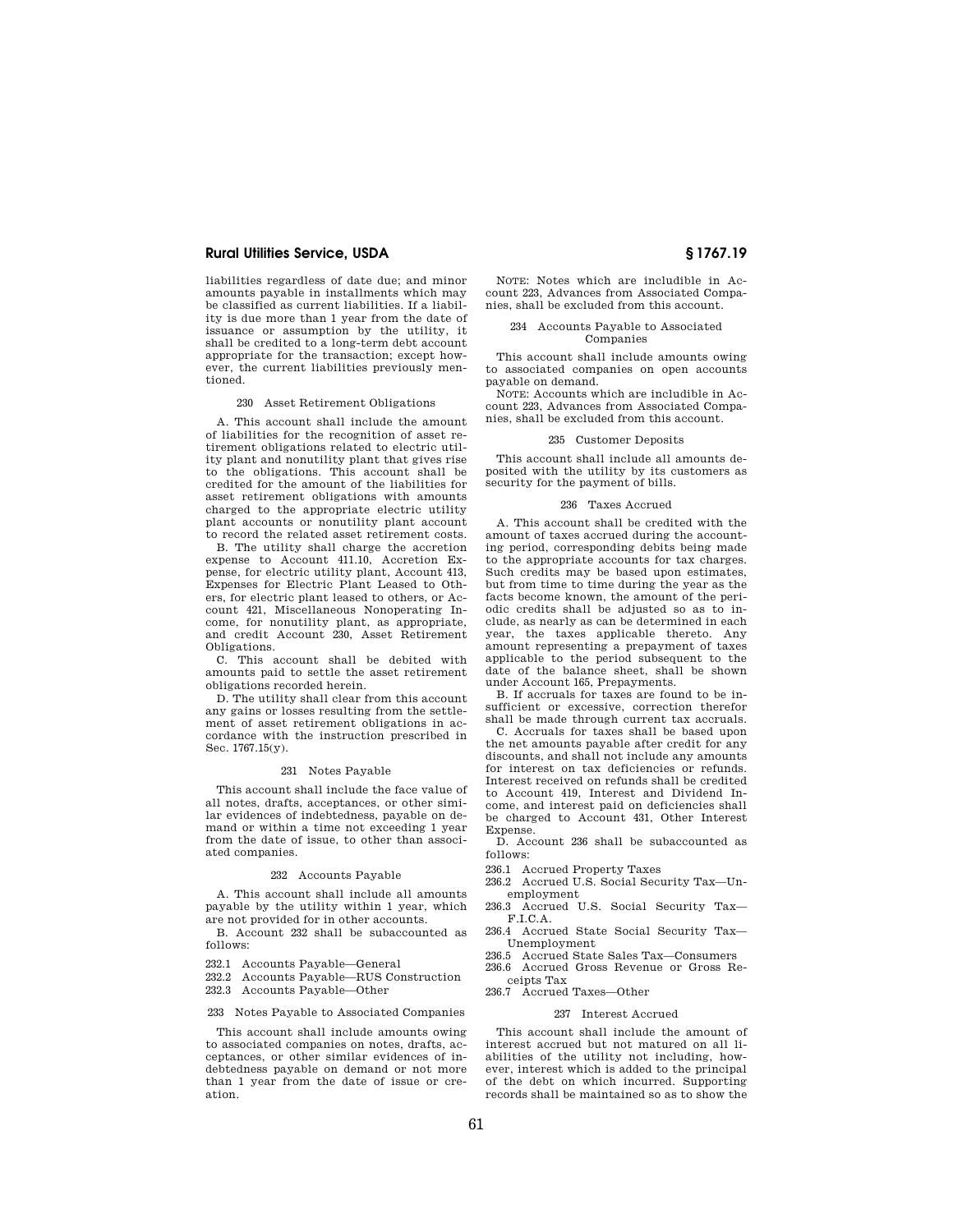liabilities regardless of date due; and minor amounts payable in installments which may be classified as current liabilities. If a liability is due more than 1 year from the date of issuance or assumption by the utility, it shall be credited to a long-term debt account appropriate for the transaction; except however, the current liabilities previously mentioned.

230 Asset Retirement Obligations

A. This account shall include the amount of liabilities for the recognition of asset retirement obligations related to electric utility plant and nonutility plant that gives rise to the obligations. This account shall be credited for the amount of the liabilities for asset retirement obligations with amounts charged to the appropriate electric utility plant accounts or nonutility plant account to record the related asset retirement costs.

B. The utility shall charge the accretion expense to Account 411.10, Accretion Expense, for electric utility plant, Account 413, Expenses for Electric Plant Leased to Others, for electric plant leased to others, or Account 421, Miscellaneous Nonoperating Income, for nonutility plant, as appropriate, and credit Account 230, Asset Retirement Obligations.

C. This account shall be debited with amounts paid to settle the asset retirement obligations recorded herein.

D. The utility shall clear from this account any gains or losses resulting from the settlement of asset retirement obligations in accordance with the instruction prescribed in Sec. 1767.15(y).

231 Notes Payable

This account shall include the face value of all notes, drafts, acceptances, or other similar evidences of indebtedness, payable on demand or within a time not exceeding 1 year from the date of issue, to other than associated companies.

232 Accounts Payable

A. This account shall include all amounts payable by the utility within 1 year, which are not provided for in other accounts.

B. Account 232 shall be subaccounted as follows:

232.1 Accounts Payable—General
232.2 Accounts Payable—RUS Construction
232.3 Accounts Payable—Other

233 Notes Payable to Associated Companies

This account shall include amounts owing to associated companies on notes, drafts, acceptances, or other similar evidences of indebtedness payable on demand or not more than 1 year from the date of issue or creation.

NOTE: Notes which are includible in Account 223, Advances from Associated Companies, shall be excluded from this account.

234 Accounts Payable to Associated Companies

This account shall include amounts owing to associated companies on open accounts payable on demand.

NOTE: Accounts which are includible in Account 223, Advances from Associated Companies, shall be excluded from this account.

235 Customer Deposits

This account shall include all amounts deposited with the utility by its customers as security for the payment of bills.

236 Taxes Accrued

A. This account shall be credited with the amount of taxes accrued during the accounting period, corresponding debits being made to the appropriate accounts for tax charges. Such credits may be based upon estimates, but from time to time during the year as the facts become known, the amount of the periodic credits shall be adjusted so as to include, as nearly as can be determined in each year, the taxes applicable thereto. Any amount representing a prepayment of taxes applicable to the period subsequent to the date of the balance sheet, shall be shown under Account 165, Prepayments.

B. If accruals for taxes are found to be insufficient or excessive, correction therefor shall be made through current tax accruals.

C. Accruals for taxes shall be based upon the net amounts payable after credit for any discounts, and shall not include any amounts for interest on tax deficiencies or refunds. Interest received on refunds shall be credited to Account 419, Interest and Dividend Income, and interest paid on deficiencies shall be charged to Account 431, Other Interest Expense.

D. Account 236 shall be subaccounted as follows:

236.1 Accrued Property Taxes
236.2 Accrued U.S. Social Security Tax—Unemployment
236.3 Accrued U.S. Social Security Tax—F.I.C.A.
236.4 Accrued State Social Security Tax—Unemployment
236.5 Accrued State Sales Tax—Consumers
236.6 Accrued Gross Revenue or Gross Receipts Tax
236.7 Accrued Taxes—Other

237 Interest Accrued

This account shall include the amount of interest accrued but not matured on all liabilities of the utility not including, however, interest which is added to the principal of the debt on which incurred. Supporting records shall be maintained so as to show the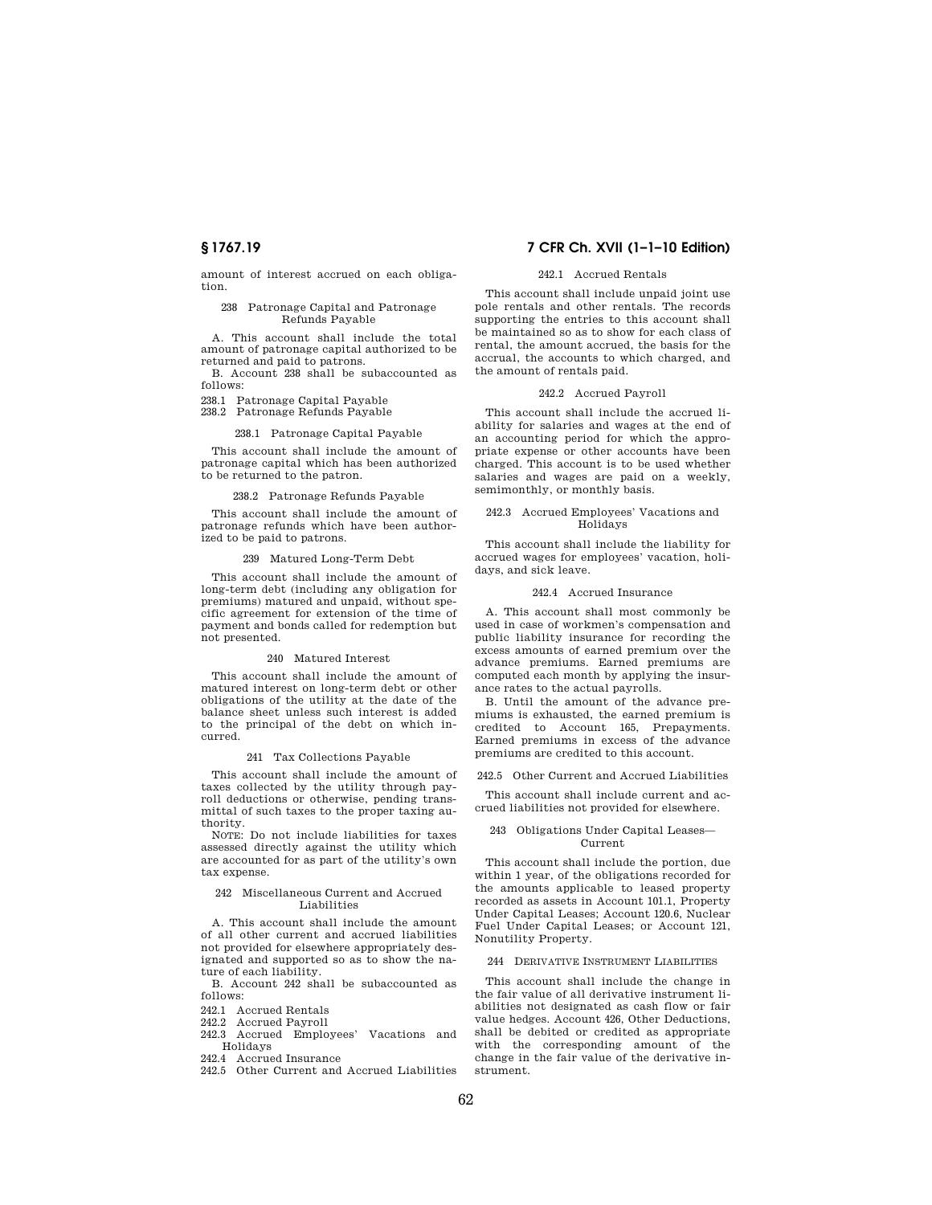amount of interest accrued on each obligation.

238 Patronage Capital and Patronage Refunds Payable

A. This account shall include the total amount of patronage capital authorized to be returned and paid to patrons.

B. Account 238 shall be subaccounted as follows:

238.1 Patronage Capital Payable
238.2 Patronage Refunds Payable

238.1 Patronage Capital Payable

This account shall include the amount of patronage capital which has been authorized to be returned to the patron.

238.2 Patronage Refunds Payable

This account shall include the amount of patronage refunds which have been authorized to be paid to patrons.

239 Matured Long-Term Debt

This account shall include the amount of long-term debt (including any obligation for premiums) matured and unpaid, without specific agreement for extension of the time of payment and bonds called for redemption but not presented.

240 Matured Interest

This account shall include the amount of matured interest on long-term debt or other obligations of the utility at the date of the balance sheet unless such interest is added to the principal of the debt on which incurred.

241 Tax Collections Payable

This account shall include the amount of taxes collected by the utility through payroll deductions or otherwise, pending transmittal of such taxes to the proper taxing authority.

NOTE: Do not include liabilities for taxes assessed directly against the utility which are accounted for as part of the utility's own tax expense.

242 Miscellaneous Current and Accrued Liabilities

A. This account shall include the amount of all other current and accrued liabilities not provided for elsewhere appropriately designated and supported so as to show the nature of each liability.

B. Account 242 shall be subaccounted as follows:

242.1 Accrued Rentals
242.2 Accrued Payroll
242.3 Accrued Employees' Vacations and Holidays
242.4 Accrued Insurance
242.5 Other Current and Accrued Liabilities

242.1 Accrued Rentals

This account shall include unpaid joint use pole rentals and other rentals. The records supporting the entries to this account shall be maintained so as to show for each class of rental, the amount accrued, the basis for the accrual, the accounts to which charged, and the amount of rentals paid.

242.2 Accrued Payroll

This account shall include the accrued liability for salaries and wages at the end of an accounting period for which the appropriate expense or other accounts have been charged. This account is to be used whether salaries and wages are paid on a weekly, semimonthly, or monthly basis.

242.3 Accrued Employees' Vacations and Holidays

This account shall include the liability for accrued wages for employees' vacation, holidays, and sick leave.

242.4 Accrued Insurance

A. This account shall most commonly be used in case of workmen's compensation and public liability insurance for recording the excess amounts of earned premium over the advance premiums. Earned premiums are computed each month by applying the insurance rates to the actual payrolls.

B. Until the amount of the advance premiums is exhausted, the earned premium is credited to Account 165, Prepayments. Earned premiums in excess of the advance premiums are credited to this account.

242.5 Other Current and Accrued Liabilities

This account shall include current and accrued liabilities not provided for elsewhere.

243 Obligations Under Capital Leases—Current

This account shall include the portion, due within 1 year, of the obligations recorded for the amounts applicable to leased property recorded as assets in Account 101.1, Property Under Capital Leases; Account 120.6, Nuclear Fuel Under Capital Leases; or Account 121, Nonutility Property.

244 DERIVATIVE INSTRUMENT LIABILITIES

This account shall include the change in the fair value of all derivative instrument liabilities not designated as cash flow or fair value hedges. Account 426, Other Deductions, shall be debited or credited as appropriate with the corresponding amount of the change in the fair value of the derivative instrument.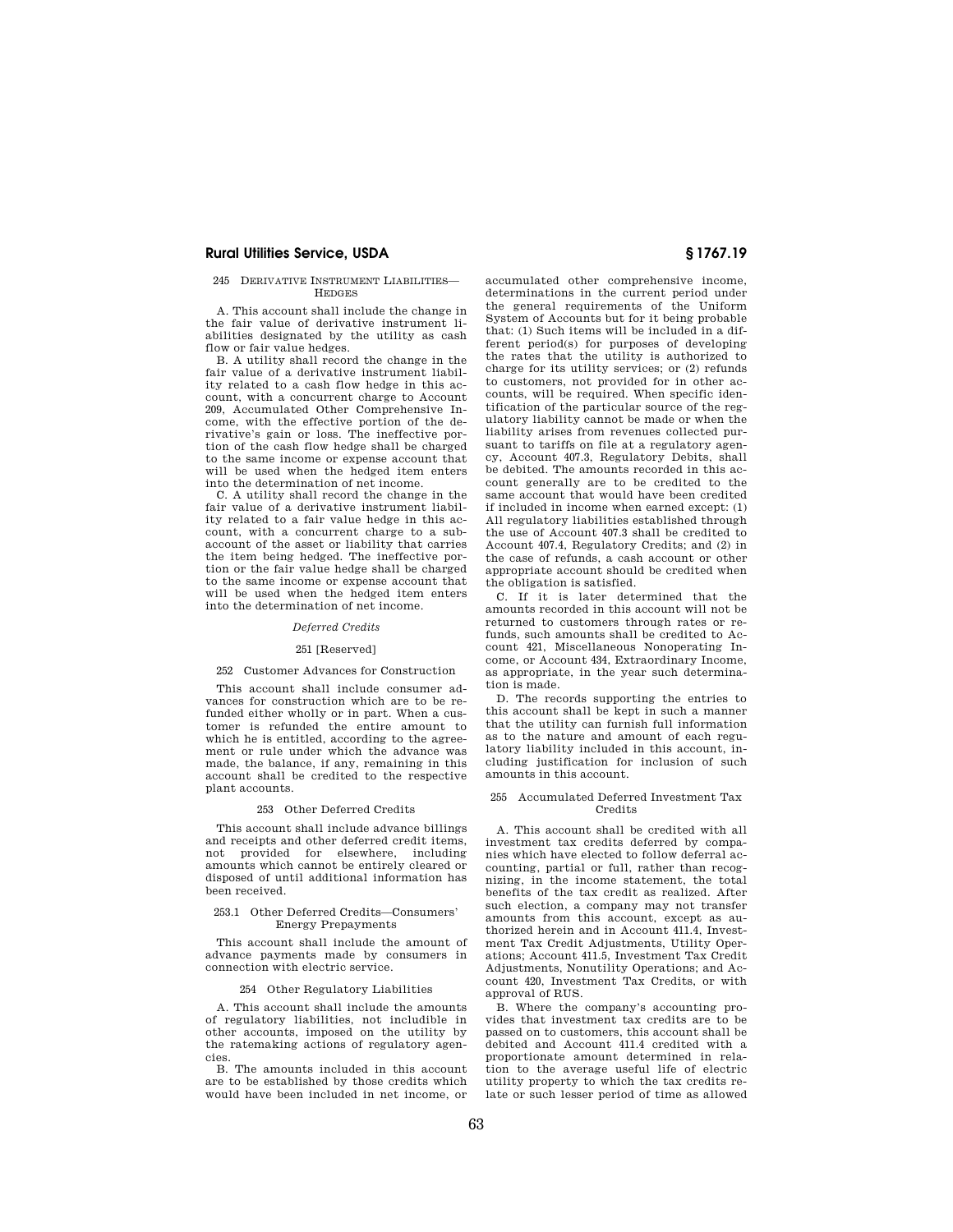#### 245 DERIVATIVE INSTRUMENT LIABILITIES—HEDGES

A. This account shall include the change in the fair value of derivative instrument liabilities designated by the utility as cash flow or fair value hedges.

B. A utility shall record the change in the fair value of a derivative instrument liability related to a cash flow hedge in this account, with a concurrent charge to Account 209, Accumulated Other Comprehensive Income, with the effective portion of the derivative's gain or loss. The ineffective portion of the cash flow hedge shall be charged to the same income or expense account that will be used when the hedged item enters into the determination of net income.

C. A utility shall record the change in the fair value of a derivative instrument liability related to a fair value hedge in this account, with a concurrent charge to a subaccount of the asset or liability that carries the item being hedged. The ineffective portion or the fair value hedge shall be charged to the same income or expense account that will be used when the hedged item enters into the determination of net income.

### *Deferred Credits*

#### 251 [Reserved]

#### 252 Customer Advances for Construction

This account shall include consumer advances for construction which are to be refunded either wholly or in part. When a customer is refunded the entire amount to which he is entitled, according to the agreement or rule under which the advance was made, the balance, if any, remaining in this account shall be credited to the respective plant accounts.

#### 253 Other Deferred Credits

This account shall include advance billings and receipts and other deferred credit items, not provided for elsewhere, including amounts which cannot be entirely cleared or disposed of until additional information has been received.

#### 253.1 Other Deferred Credits—Consumers' Energy Prepayments

This account shall include the amount of advance payments made by consumers in connection with electric service.

#### 254 Other Regulatory Liabilities

A. This account shall include the amounts of regulatory liabilities, not includible in other accounts, imposed on the utility by the ratemaking actions of regulatory agencies.

B. The amounts included in this account are to be established by those credits which would have been included in net income, or accumulated other comprehensive income, determinations in the current period under the general requirements of the Uniform System of Accounts but for it being probable that: (1) Such items will be included in a different period(s) for purposes of developing the rates that the utility is authorized to charge for its utility services; or (2) refunds to customers, not provided for in other accounts, will be required. When specific identification of the particular source of the regulatory liability cannot be made or when the liability arises from revenues collected pursuant to tariffs on file at a regulatory agency, Account 407.3, Regulatory Debits, shall be debited. The amounts recorded in this account generally are to be credited to the same account that would have been credited if included in income when earned except: (1) All regulatory liabilities established through the use of Account 407.3 shall be credited to Account 407.4, Regulatory Credits; and (2) in the case of refunds, a cash account or other appropriate account should be credited when the obligation is satisfied.

C. If it is later determined that the amounts recorded in this account will not be returned to customers through rates or refunds, such amounts shall be credited to Account 421, Miscellaneous Nonoperating Income, or Account 434, Extraordinary Income, as appropriate, in the year such determination is made.

D. The records supporting the entries to this account shall be kept in such a manner that the utility can furnish full information as to the nature and amount of each regulatory liability included in this account, including justification for inclusion of such amounts in this account.

#### 255 Accumulated Deferred Investment Tax Credits

A. This account shall be credited with all investment tax credits deferred by companies which have elected to follow deferral accounting, partial or full, rather than recognizing, in the income statement, the total benefits of the tax credit as realized. After such election, a company may not transfer amounts from this account, except as authorized herein and in Account 411.4, Investment Tax Credit Adjustments, Utility Operations; Account 411.5, Investment Tax Credit Adjustments, Nonutility Operations; and Account 420, Investment Tax Credits, or with approval of RUS.

B. Where the company's accounting provides that investment tax credits are to be passed on to customers, this account shall be debited and Account 411.4 credited with a proportionate amount determined in relation to the average useful life of electric utility property to which the tax credits relate or such lesser period of time as allowed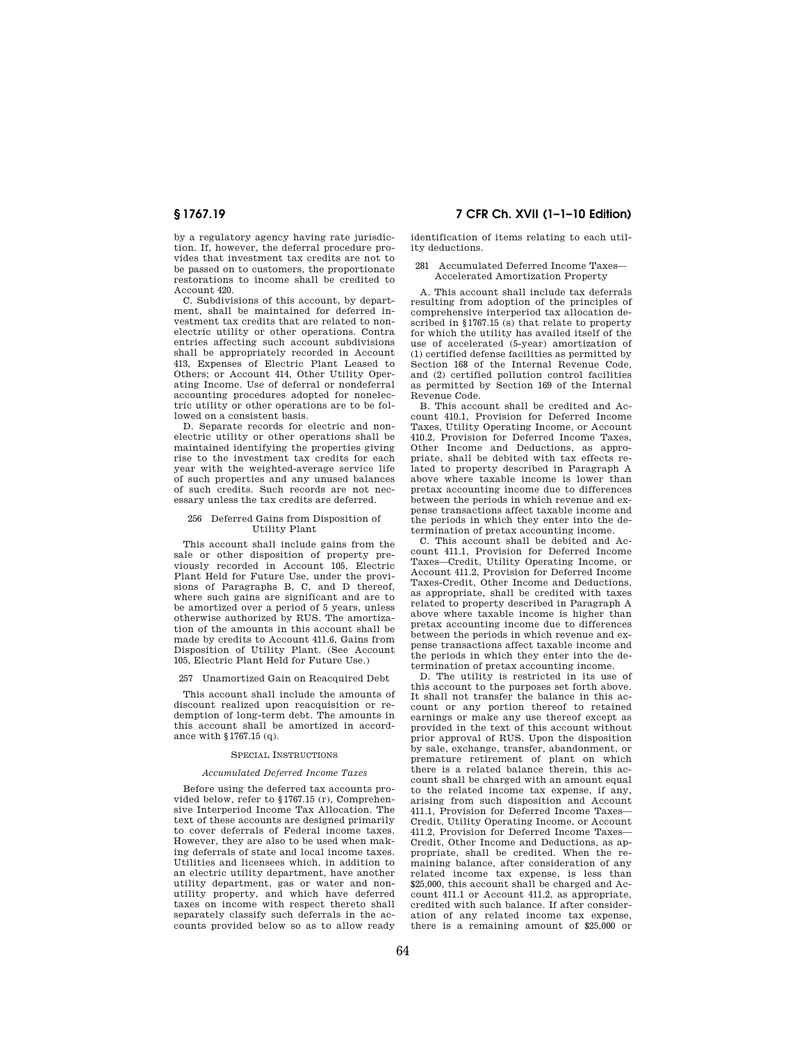by a regulatory agency having rate jurisdiction. If, however, the deferral procedure provides that investment tax credits are not to be passed on to customers, the proportionate restorations to income shall be credited to Account 420.

C. Subdivisions of this account, by department, shall be maintained for deferred investment tax credits that are related to nonelectric utility or other operations. Contra entries affecting such account subdivisions shall be appropriately recorded in Account 413, Expenses of Electric Plant Leased to Others; or Account 414, Other Utility Operating Income. Use of deferral or nondeferral accounting procedures adopted for nonelectric utility or other operations are to be followed on a consistent basis.

D. Separate records for electric and nonelectric utility or other operations shall be maintained identifying the properties giving rise to the investment tax credits for each year with the weighted-average service life of such properties and any unused balances of such credits. Such records are not necessary unless the tax credits are deferred.

#### 256 Deferred Gains from Disposition of Utility Plant

This account shall include gains from the sale or other disposition of property previously recorded in Account 105, Electric Plant Held for Future Use, under the provisions of Paragraphs B, C, and D thereof, where such gains are significant and are to be amortized over a period of 5 years, unless otherwise authorized by RUS. The amortization of the amounts in this account shall be made by credits to Account 411.6, Gains from Disposition of Utility Plant. (See Account 105, Electric Plant Held for Future Use.)

#### 257 Unamortized Gain on Reacquired Debt

This account shall include the amounts of discount realized upon reacquisition or redemption of long-term debt. The amounts in this account shall be amortized in accordance with §1767.15 (q).

### SPECIAL INSTRUCTIONS

#### *Accumulated Deferred Income Taxes*

Before using the deferred tax accounts provided below, refer to §1767.15 (r), Comprehensive Interperiod Income Tax Allocation. The text of these accounts are designed primarily to cover deferrals of Federal income taxes. However, they are also to be used when making deferrals of state and local income taxes. Utilities and licensees which, in addition to an electric utility department, have another utility department, gas or water and nonutility property, and which have deferred taxes on income with respect thereto shall separately classify such deferrals in the accounts provided below so as to allow ready identification of items relating to each utility deductions.

#### 281 Accumulated Deferred Income Taxes—Accelerated Amortization Property

A. This account shall include tax deferrals resulting from adoption of the principles of comprehensive interperiod tax allocation described in §1767.15 (s) that relate to property for which the utility has availed itself of the use of accelerated (5-year) amortization of (1) certified defense facilities as permitted by Section 168 of the Internal Revenue Code, and (2) certified pollution control facilities as permitted by Section 169 of the Internal Revenue Code.

B. This account shall be credited and Account 410.1, Provision for Deferred Income Taxes, Utility Operating Income, or Account 410.2, Provision for Deferred Income Taxes, Other Income and Deductions, as appropriate, shall be debited with tax effects related to property described in Paragraph A above where taxable income is lower than pretax accounting income due to differences between the periods in which revenue and expense transactions affect taxable income and the periods in which they enter into the determination of pretax accounting income.

C. This account shall be debited and Account 411.1, Provision for Deferred Income Taxes—Credit, Utility Operating Income, or Account 411.2, Provision for Deferred Income Taxes-Credit, Other Income and Deductions, as appropriate, shall be credited with taxes related to property described in Paragraph A above where taxable income is higher than pretax accounting income due to differences between the periods in which revenue and expense transactions affect taxable income and the periods in which they enter into the determination of pretax accounting income.

D. The utility is restricted in its use of this account to the purposes set forth above. It shall not transfer the balance in this account or any portion thereof to retained earnings or make any use thereof except as provided in the text of this account without prior approval of RUS. Upon the disposition by sale, exchange, transfer, abandonment, or premature retirement of plant on which there is a related balance therein, this account shall be charged with an amount equal to the related income tax expense, if any, arising from such disposition and Account 411.1, Provision for Deferred Income Taxes—Credit, Utility Operating Income, or Account 411.2, Provision for Deferred Income Taxes—Credit, Other Income and Deductions, as appropriate, shall be credited. When the remaining balance, after consideration of any related income tax expense, is less than $25,000, this account shall be charged and Account 411.1 or Account 411.2, as appropriate, credited with such balance. If after consideration of any related income tax expense, there is a remaining amount of $25,000 or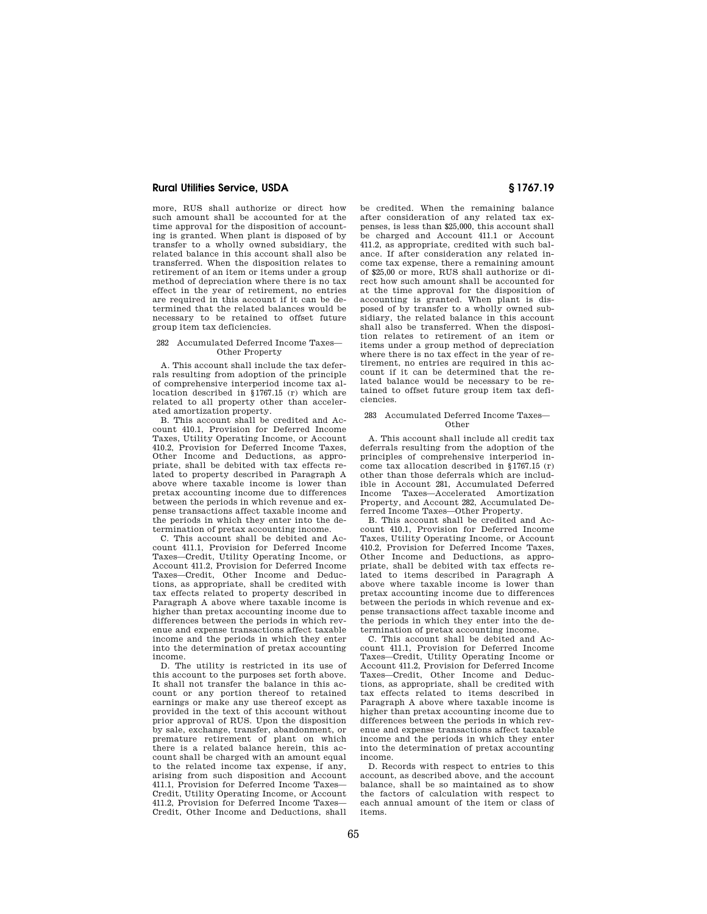more, RUS shall authorize or direct how such amount shall be accounted for at the time approval for the disposition of accounting is granted. When plant is disposed of by transfer to a wholly owned subsidiary, the related balance in this account shall also be transferred. When the disposition relates to retirement of an item or items under a group method of depreciation where there is no tax effect in the year of retirement, no entries are required in this account if it can be determined that the related balances would be necessary to be retained to offset future group item tax deficiencies.

### 282 Accumulated Deferred Income Taxes—Other Property

A. This account shall include the tax deferrals resulting from adoption of the principle of comprehensive interperiod income tax allocation described in §1767.15 (r) which are related to all property other than accelerated amortization property.

B. This account shall be credited and Account 410.1, Provision for Deferred Income Taxes, Utility Operating Income, or Account 410.2, Provision for Deferred Income Taxes, Other Income and Deductions, as appropriate, shall be debited with tax effects related to property described in Paragraph A above where taxable income is lower than pretax accounting income due to differences between the periods in which revenue and expense transactions affect taxable income and the periods in which they enter into the determination of pretax accounting income.

C. This account shall be debited and Account 411.1, Provision for Deferred Income Taxes—Credit, Utility Operating Income, or Account 411.2, Provision for Deferred Income Taxes—Credit, Other Income and Deductions, as appropriate, shall be credited with tax effects related to property described in Paragraph A above where taxable income is higher than pretax accounting income due to differences between the periods in which revenue and expense transactions affect taxable income and the periods in which they enter into the determination of pretax accounting income.

D. The utility is restricted in its use of this account to the purposes set forth above. It shall not transfer the balance in this account or any portion thereof to retained earnings or make any use thereof except as provided in the text of this account without prior approval of RUS. Upon the disposition by sale, exchange, transfer, abandonment, or premature retirement of plant on which there is a related balance herein, this account shall be charged with an amount equal to the related income tax expense, if any, arising from such disposition and Account 411.1, Provision for Deferred Income Taxes—Credit, Utility Operating Income, or Account 411.2, Provision for Deferred Income Taxes—Credit, Other Income and Deductions, shall be credited. When the remaining balance after consideration of any related tax expenses, is less than $25,000, this account shall be charged and Account 411.1 or Account 411.2, as appropriate, credited with such balance. If after consideration any related income tax expense, there a remaining amount of $25,00 or more, RUS shall authorize or direct how such amount shall be accounted for at the time approval for the disposition of accounting is granted. When plant is disposed of by transfer to a wholly owned subsidiary, the related balance in this account shall also be transferred. When the disposition relates to retirement of an item or items under a group method of depreciation where there is no tax effect in the year of retirement, no entries are required in this account if it can be determined that the related balance would be necessary to be retained to offset future group item tax deficiencies.

### 283 Accumulated Deferred Income Taxes—Other

A. This account shall include all credit tax deferrals resulting from the adoption of the principles of comprehensive interperiod income tax allocation described in §1767.15 (r) other than those deferrals which are includible in Account 281, Accumulated Deferred Income Taxes—Accelerated Amortization Property, and Account 282, Accumulated Deferred Income Taxes—Other Property.

B. This account shall be credited and Account 410.1, Provision for Deferred Income Taxes, Utility Operating Income, or Account 410.2, Provision for Deferred Income Taxes, Other Income and Deductions, as appropriate, shall be debited with tax effects related to items described in Paragraph A above where taxable income is lower than pretax accounting income due to differences between the periods in which revenue and expense transactions affect taxable income and the periods in which they enter into the determination of pretax accounting income.

C. This account shall be debited and Account 411.1, Provision for Deferred Income Taxes—Credit, Utility Operating Income or Account 411.2, Provision for Deferred Income Taxes—Credit, Other Income and Deductions, as appropriate, shall be credited with tax effects related to items described in Paragraph A above where taxable income is higher than pretax accounting income due to differences between the periods in which revenue and expense transactions affect taxable income and the periods in which they enter into the determination of pretax accounting income.

D. Records with respect to entries to this account, as described above, and the account balance, shall be so maintained as to show the factors of calculation with respect to each annual amount of the item or class of items.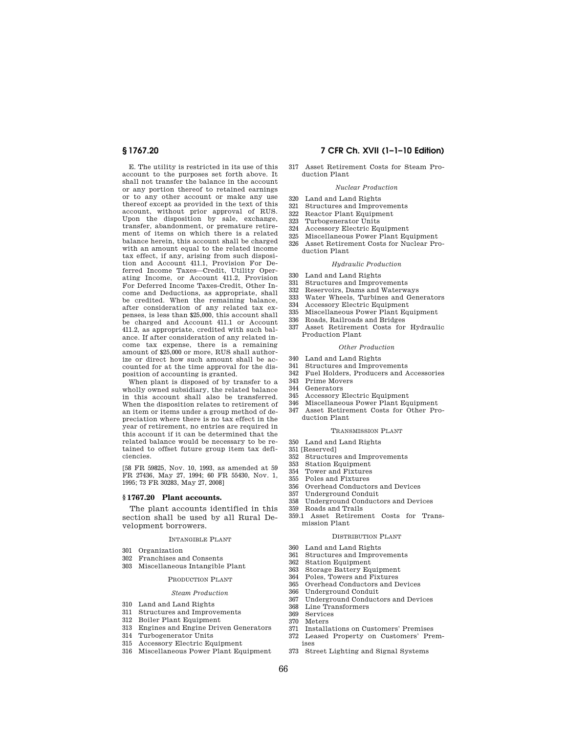E. The utility is restricted in its use of this account to the purposes set forth above. It shall not transfer the balance in the account or any portion thereof to retained earnings or to any other account or make any use thereof except as provided in the text of this account, without prior approval of RUS. Upon the disposition by sale, exchange, transfer, abandonment, or premature retirement of items on which there is a related balance herein, this account shall be charged with an amount equal to the related income tax effect, if any, arising from such disposition and Account 411.1, Provision For Deferred Income Taxes—Credit, Utility Operating Income, or Account 411.2, Provision For Deferred Income Taxes-Credit, Other Income and Deductions, as appropriate, shall be credited. When the remaining balance, after consideration of any related tax expenses, is less than $25,000, this account shall be charged and Account 411.1 or Account 411.2, as appropriate, credited with such balance. If after consideration of any related income tax expense, there is a remaining amount of $25,000 or more, RUS shall authorize or direct how such amount shall be accounted for at the time approval for the disposition of accounting is granted.

When plant is disposed of by transfer to a wholly owned subsidiary, the related balance in this account shall also be transferred. When the disposition relates to retirement of an item or items under a group method of depreciation where there is no tax effect in the year of retirement, no entries are required in this account if it can be determined that the related balance would be necessary to be retained to offset future group item tax deficiencies.

[58 FR 59825, Nov. 10, 1993, as amended at 59 FR 27436, May 27, 1994; 60 FR 55430, Nov. 1, 1995; 73 FR 30283, May 27, 2008]

## § 1767.20 Plant accounts.

The plant accounts identified in this section shall be used by all Rural Development borrowers.

INTANGIBLE PLANT

301 Organization
302 Franchises and Consents
303 Miscellaneous Intangible Plant

PRODUCTION PLANT

*Steam Production*

310 Land and Land Rights
311 Structures and Improvements
312 Boiler Plant Equipment
313 Engines and Engine Driven Generators
314 Turbogenerator Units
315 Accessory Electric Equipment
316 Miscellaneous Power Plant Equipment
317 Asset Retirement Costs for Steam Production Plant

*Nuclear Production*

320 Land and Land Rights
321 Structures and Improvements
322 Reactor Plant Equipment
323 Turbogenerator Units
324 Accessory Electric Equipment
325 Miscellaneous Power Plant Equipment
326 Asset Retirement Costs for Nuclear Production Plant

*Hydraulic Production*

330 Land and Land Rights
331 Structures and Improvements
332 Reservoirs, Dams and Waterways
333 Water Wheels, Turbines and Generators
334 Accessory Electric Equipment
335 Miscellaneous Power Plant Equipment
336 Roads, Railroads and Bridges
337 Asset Retirement Costs for Hydraulic Production Plant

*Other Production*

340 Land and Land Rights
341 Structures and Improvements
342 Fuel Holders, Producers and Accessories
343 Prime Movers
344 Generators
345 Accessory Electric Equipment
346 Miscellaneous Power Plant Equipment
347 Asset Retirement Costs for Other Production Plant

TRANSMISSION PLANT

350 Land and Land Rights
351 [Reserved]
352 Structures and Improvements
353 Station Equipment
354 Tower and Fixtures
355 Poles and Fixtures
356 Overhead Conductors and Devices
357 Underground Conduit
358 Underground Conductors and Devices
359 Roads and Trails
359.1 Asset Retirement Costs for Transmission Plant

DISTRIBUTION PLANT

360 Land and Land Rights
361 Structures and Improvements
362 Station Equipment
363 Storage Battery Equipment
364 Poles, Towers and Fixtures
365 Overhead Conductors and Devices
366 Underground Conduit
367 Underground Conductors and Devices
368 Line Transformers
369 Services
370 Meters
371 Installations on Customers' Premises
372 Leased Property on Customers' Premises
373 Street Lighting and Signal Systems